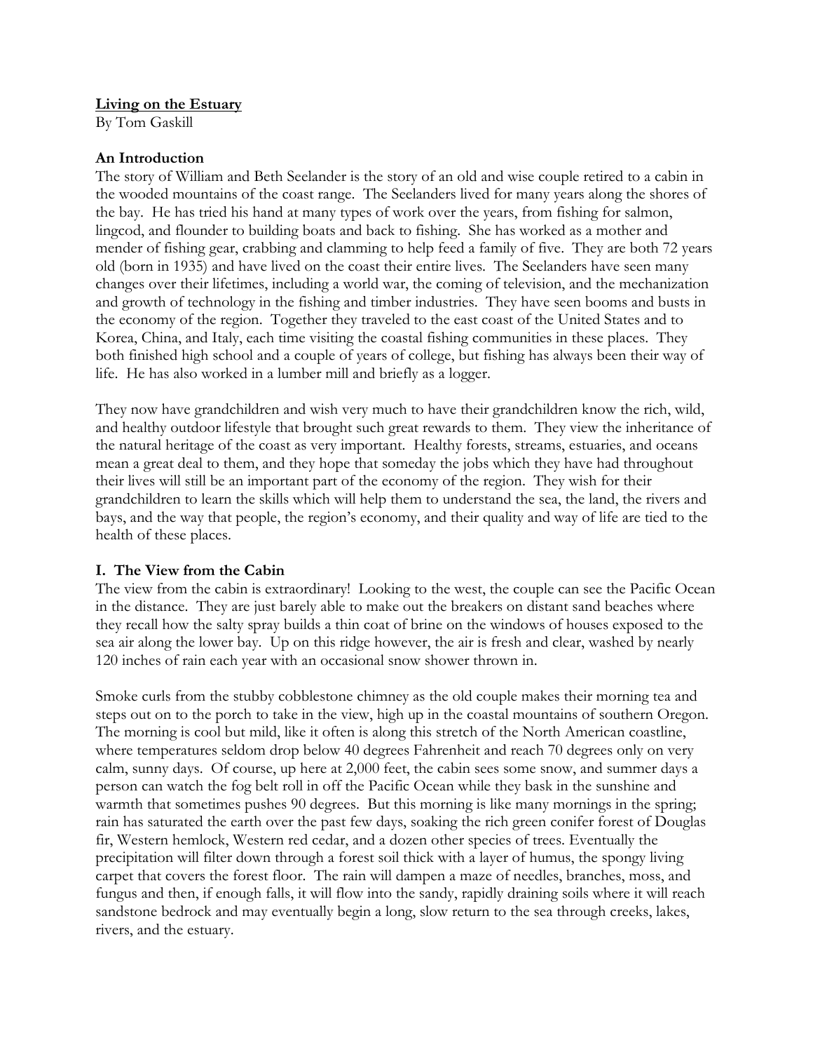# Living on the Estuary

By Tom Gaskill

## An Introduction

The story of William and Beth Seelander is the story of an old and wise couple retired to a cabin in the wooded mountains of the coast range. The Seelanders lived for many years along the shores of the bay. He has tried his hand at many types of work over the years, from fishing for salmon, lingcod, and flounder to building boats and back to fishing. She has worked as a mother and mender of fishing gear, crabbing and clamming to help feed a family of five. They are both 72 years old (born in 1935) and have lived on the coast their entire lives. The Seelanders have seen many changes over their lifetimes, including a world war, the coming of television, and the mechanization and growth of technology in the fishing and timber industries. They have seen booms and busts in the economy of the region. Together they traveled to the east coast of the United States and to Korea, China, and Italy, each time visiting the coastal fishing communities in these places. They both finished high school and a couple of years of college, but fishing has always been their way of life. He has also worked in a lumber mill and briefly as a logger.

They now have grandchildren and wish very much to have their grandchildren know the rich, wild, and healthy outdoor lifestyle that brought such great rewards to them. They view the inheritance of the natural heritage of the coast as very important. Healthy forests, streams, estuaries, and oceans mean a great deal to them, and they hope that someday the jobs which they have had throughout their lives will still be an important part of the economy of the region. They wish for their grandchildren to learn the skills which will help them to understand the sea, the land, the rivers and bays, and the way that people, the region's economy, and their quality and way of life are tied to the health of these places.

## I. The View from the Cabin

The view from the cabin is extraordinary! Looking to the west, the couple can see the Pacific Ocean in the distance. They are just barely able to make out the breakers on distant sand beaches where they recall how the salty spray builds a thin coat of brine on the windows of houses exposed to the sea air along the lower bay. Up on this ridge however, the air is fresh and clear, washed by nearly 120 inches of rain each year with an occasional snow shower thrown in.

Smoke curls from the stubby cobblestone chimney as the old couple makes their morning tea and steps out on to the porch to take in the view, high up in the coastal mountains of southern Oregon. The morning is cool but mild, like it often is along this stretch of the North American coastline, where temperatures seldom drop below 40 degrees Fahrenheit and reach 70 degrees only on very calm, sunny days. Of course, up here at 2,000 feet, the cabin sees some snow, and summer days a person can watch the fog belt roll in off the Pacific Ocean while they bask in the sunshine and warmth that sometimes pushes 90 degrees. But this morning is like many mornings in the spring; rain has saturated the earth over the past few days, soaking the rich green conifer forest of Douglas fir, Western hemlock, Western red cedar, and a dozen other species of trees. Eventually the precipitation will filter down through a forest soil thick with a layer of humus, the spongy living carpet that covers the forest floor. The rain will dampen a maze of needles, branches, moss, and fungus and then, if enough falls, it will flow into the sandy, rapidly draining soils where it will reach sandstone bedrock and may eventually begin a long, slow return to the sea through creeks, lakes, rivers, and the estuary.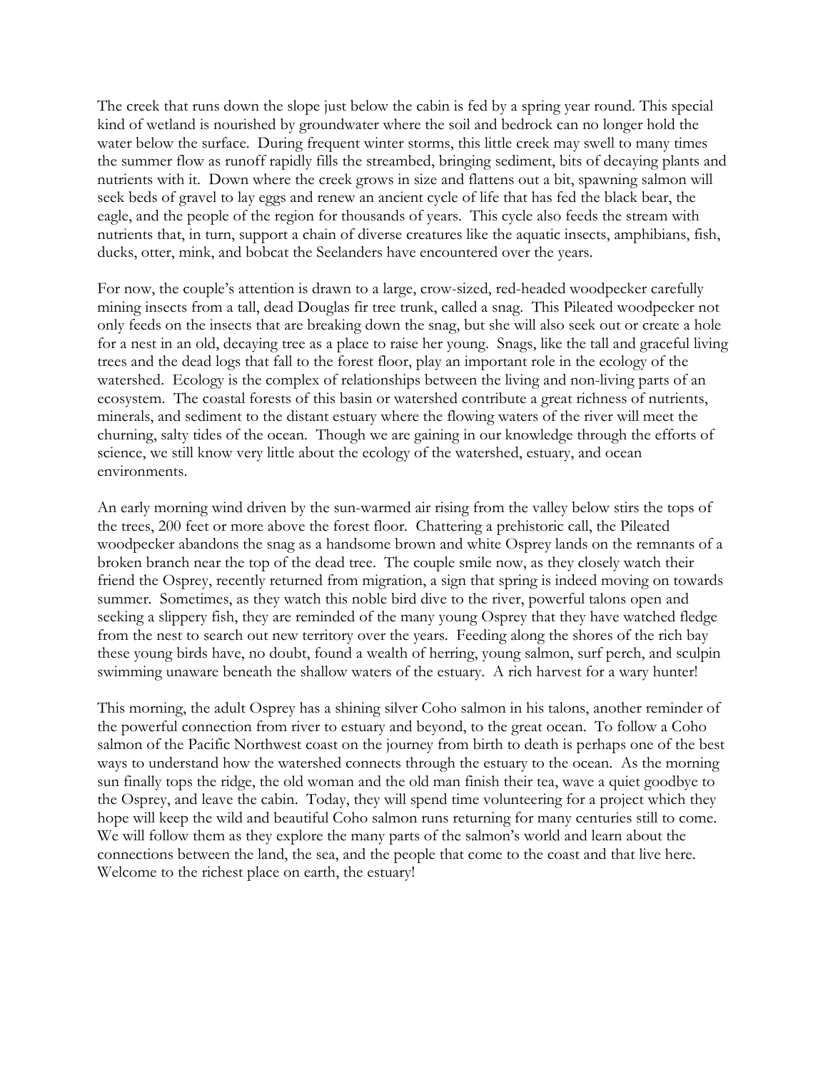The creek that runs down the slope just below the cabin is fed by a spring year round. This special kind of wetland is nourished by groundwater where the soil and bedrock can no longer hold the water below the surface. During frequent winter storms, this little creek may swell to many times the summer flow as runoff rapidly fills the streambed, bringing sediment, bits of decaying plants and nutrients with it. Down where the creek grows in size and flattens out a bit, spawning salmon will seek beds of gravel to lay eggs and renew an ancient cycle of life that has fed the black bear, the eagle, and the people of the region for thousands of years. This cycle also feeds the stream with nutrients that, in turn, support a chain of diverse creatures like the aquatic insects, amphibians, fish, ducks, otter, mink, and bobcat the Seelanders have encountered over the years.

For now, the couple's attention is drawn to a large, crow-sized, red-headed woodpecker carefully mining insects from a tall, dead Douglas fir tree trunk, called a snag. This Pileated woodpecker not only feeds on the insects that are breaking down the snag, but she will also seek out or create a hole for a nest in an old, decaying tree as a place to raise her young. Snags, like the tall and graceful living trees and the dead logs that fall to the forest floor, play an important role in the ecology of the watershed. Ecology is the complex of relationships between the living and non-living parts of an ecosystem. The coastal forests of this basin or watershed contribute a great richness of nutrients, minerals, and sediment to the distant estuary where the flowing waters of the river will meet the churning, salty tides of the ocean. Though we are gaining in our knowledge through the efforts of science, we still know very little about the ecology of the watershed, estuary, and ocean environments.

An early morning wind driven by the sun-warmed air rising from the valley below stirs the tops of the trees, 200 feet or more above the forest floor. Chattering a prehistoric call, the Pileated woodpecker abandons the snag as a handsome brown and white Osprey lands on the remnants of a broken branch near the top of the dead tree. The couple smile now, as they closely watch their friend the Osprey, recently returned from migration, a sign that spring is indeed moving on towards summer. Sometimes, as they watch this noble bird dive to the river, powerful talons open and seeking a slippery fish, they are reminded of the many young Osprey that they have watched fledge from the nest to search out new territory over the years. Feeding along the shores of the rich bay these young birds have, no doubt, found a wealth of herring, young salmon, surf perch, and sculpin swimming unaware beneath the shallow waters of the estuary. A rich harvest for a wary hunter!

This morning, the adult Osprey has a shining silver Coho salmon in his talons, another reminder of the powerful connection from river to estuary and beyond, to the great ocean. To follow a Coho salmon of the Pacific Northwest coast on the journey from birth to death is perhaps one of the best ways to understand how the watershed connects through the estuary to the ocean. As the morning sun finally tops the ridge, the old woman and the old man finish their tea, wave a quiet goodbye to the Osprey, and leave the cabin. Today, they will spend time volunteering for a project which they hope will keep the wild and beautiful Coho salmon runs returning for many centuries still to come. We will follow them as they explore the many parts of the salmon's world and learn about the connections between the land, the sea, and the people that come to the coast and that live here. Welcome to the richest place on earth, the estuary!